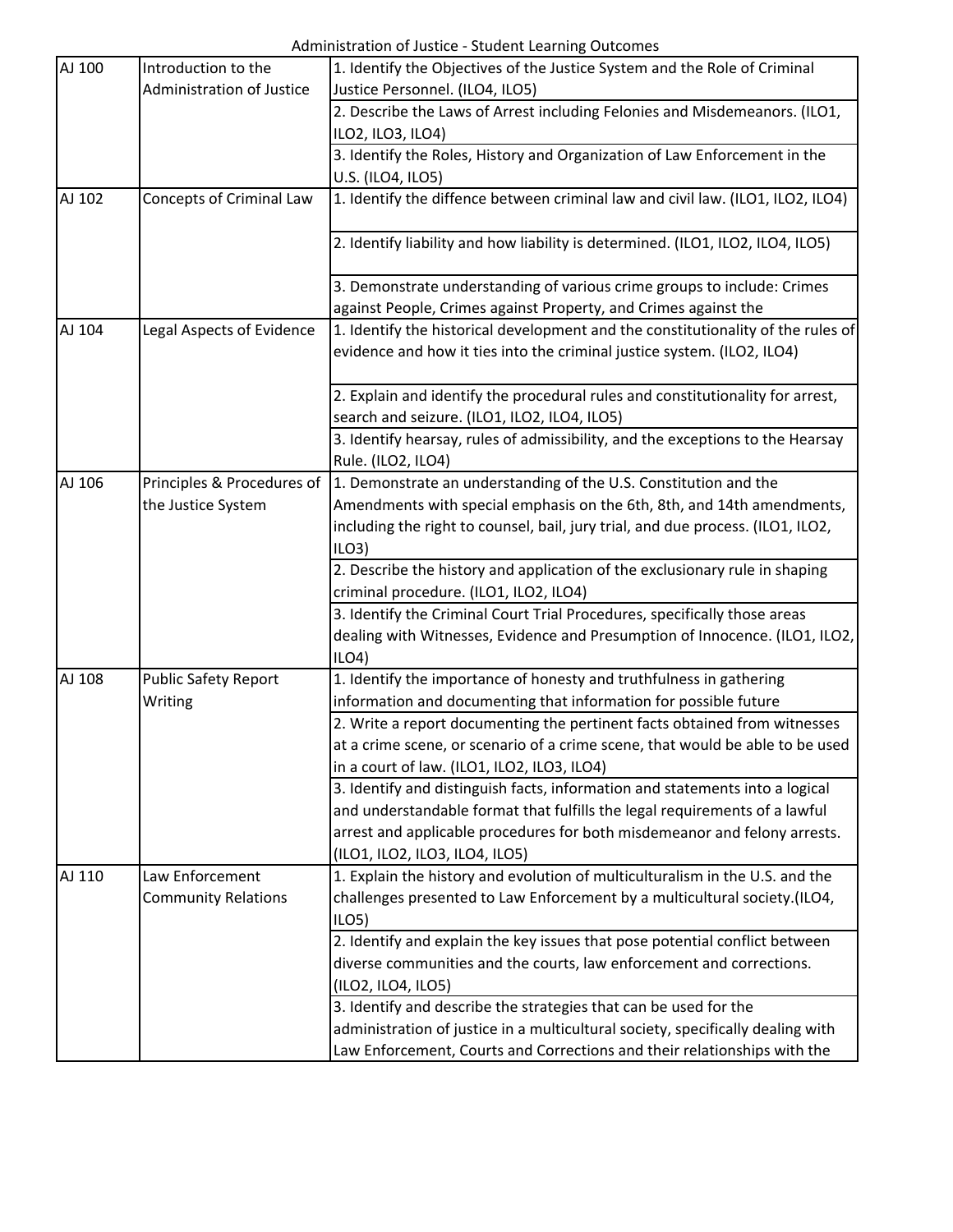Administration of Justice - Student Learning Outcomes

| | | |
|---|---|---|
| AJ 100 | Introduction to the Administration of Justice | 1. Identify the Objectives of the Justice System and the Role of Criminal Justice Personnel. (ILO4, ILO5) |
| | | 2. Describe the Laws of Arrest including Felonies and Misdemeanors. (ILO1, ILO2, ILO3, ILO4) |
| | | 3. Identify the Roles, History and Organization of Law Enforcement in the U.S. (ILO4, ILO5) |
| AJ 102 | Concepts of Criminal Law | 1. Identify the diffence between criminal law and civil law. (ILO1, ILO2, ILO4) |
| | | 2. Identify liability and how liability is determined. (ILO1, ILO2, ILO4, ILO5) |
| | | 3. Demonstrate understanding of various crime groups to include: Crimes against People, Crimes against Property, and Crimes against the |
| AJ 104 | Legal Aspects of Evidence | 1. Identify the historical development and the constitutionality of the rules of evidence and how it ties into the criminal justice system. (ILO2, ILO4) |
| | | 2. Explain and identify the procedural rules and constitutionality for arrest, search and seizure. (ILO1, ILO2, ILO4, ILO5) |
| | | 3. Identify hearsay, rules of admissibility, and the exceptions to the Hearsay Rule. (ILO2, ILO4) |
| AJ 106 | Principles & Procedures of the Justice System | 1. Demonstrate an understanding of the U.S. Constitution and the Amendments with special emphasis on the 6th, 8th, and 14th amendments, including the right to counsel, bail, jury trial, and due process. (ILO1, ILO2, ILO3) |
| | | 2. Describe the history and application of the exclusionary rule in shaping criminal procedure. (ILO1, ILO2, ILO4) |
| | | 3. Identify the Criminal Court Trial Procedures, specifically those areas dealing with Witnesses, Evidence and Presumption of Innocence. (ILO1, ILO2, ILO4) |
| AJ 108 | Public Safety Report Writing | 1. Identify the importance of honesty and truthfulness in gathering information and documenting that information for possible future |
| | | 2. Write a report documenting the pertinent facts obtained from witnesses at a crime scene, or scenario of a crime scene, that would be able to be used in a court of law. (ILO1, ILO2, ILO3, ILO4) |
| | | 3. Identify and distinguish facts, information and statements into a logical and understandable format that fulfills the legal requirements of a lawful arrest and applicable procedures for both misdemeanor and felony arrests. (ILO1, ILO2, ILO3, ILO4, ILO5) |
| AJ 110 | Law Enforcement Community Relations | 1. Explain the history and evolution of multiculturalism in the U.S. and the challenges presented to Law Enforcement by a multicultural society.(ILO4, ILO5) |
| | | 2. Identify and explain the key issues that pose potential conflict between diverse communities and the courts, law enforcement and corrections. (ILO2, ILO4, ILO5) |
| | | 3. Identify and describe the strategies that can be used for the administration of justice in a multicultural society, specifically dealing with Law Enforcement, Courts and Corrections and their relationships with the |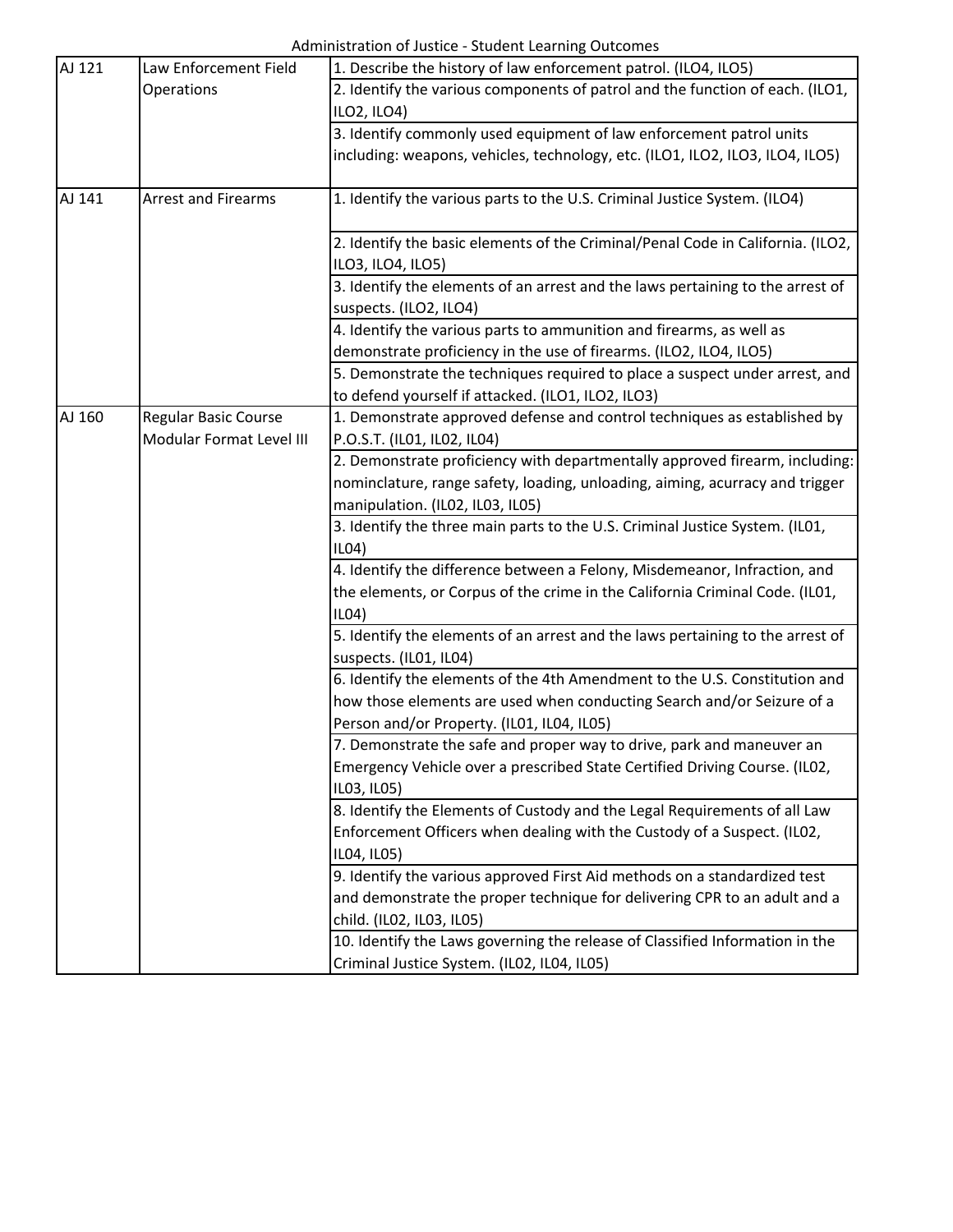Administration of Justice - Student Learning Outcomes

| | | |
|---|---|---|
| AJ 121 | Law Enforcement Field Operations | 1. Describe the history of law enforcement patrol. (ILO4, ILO5) |
| | | 2. Identify the various components of patrol and the function of each. (ILO1, ILO2, ILO4) |
| | | 3. Identify commonly used equipment of law enforcement patrol units including: weapons, vehicles, technology, etc. (ILO1, ILO2, ILO3, ILO4, ILO5) |
| AJ 141 | Arrest and Firearms | 1. Identify the various parts to the U.S. Criminal Justice System. (ILO4) |
| | | 2. Identify the basic elements of the Criminal/Penal Code in California. (ILO2, ILO3, ILO4, ILO5) |
| | | 3. Identify the elements of an arrest and the laws pertaining to the arrest of suspects. (ILO2, ILO4) |
| | | 4. Identify the various parts to ammunition and firearms, as well as demonstrate proficiency in the use of firearms. (ILO2, ILO4, ILO5) |
| | | 5. Demonstrate the techniques required to place a suspect under arrest, and to defend yourself if attacked. (ILO1, ILO2, ILO3) |
| AJ 160 | Regular Basic Course Modular Format Level III | 1. Demonstrate approved defense and control techniques as established by P.O.S.T. (IL01, IL02, IL04) |
| | | 2. Demonstrate proficiency with departmentally approved firearm, including: nominclature, range safety, loading, unloading, aiming, acurracy and trigger manipulation. (IL02, IL03, IL05) |
| | | 3. Identify the three main parts to the U.S. Criminal Justice System. (IL01, IL04) |
| | | 4. Identify the difference between a Felony, Misdemeanor, Infraction, and the elements, or Corpus of the crime in the California Criminal Code. (IL01, IL04) |
| | | 5. Identify the elements of an arrest and the laws pertaining to the arrest of suspects. (IL01, IL04) |
| | | 6. Identify the elements of the 4th Amendment to the U.S. Constitution and how those elements are used when conducting Search and/or Seizure of a Person and/or Property. (IL01, IL04, IL05) |
| | | 7. Demonstrate the safe and proper way to drive, park and maneuver an Emergency Vehicle over a prescribed State Certified Driving Course. (IL02, IL03, IL05) |
| | | 8. Identify the Elements of Custody and the Legal Requirements of all Law Enforcement Officers when dealing with the Custody of a Suspect. (IL02, IL04, IL05) |
| | | 9. Identify the various approved First Aid methods on a standardized test and demonstrate the proper technique for delivering CPR to an adult and a child. (IL02, IL03, IL05) |
| | | 10. Identify the Laws governing the release of Classified Information in the Criminal Justice System. (IL02, IL04, IL05) |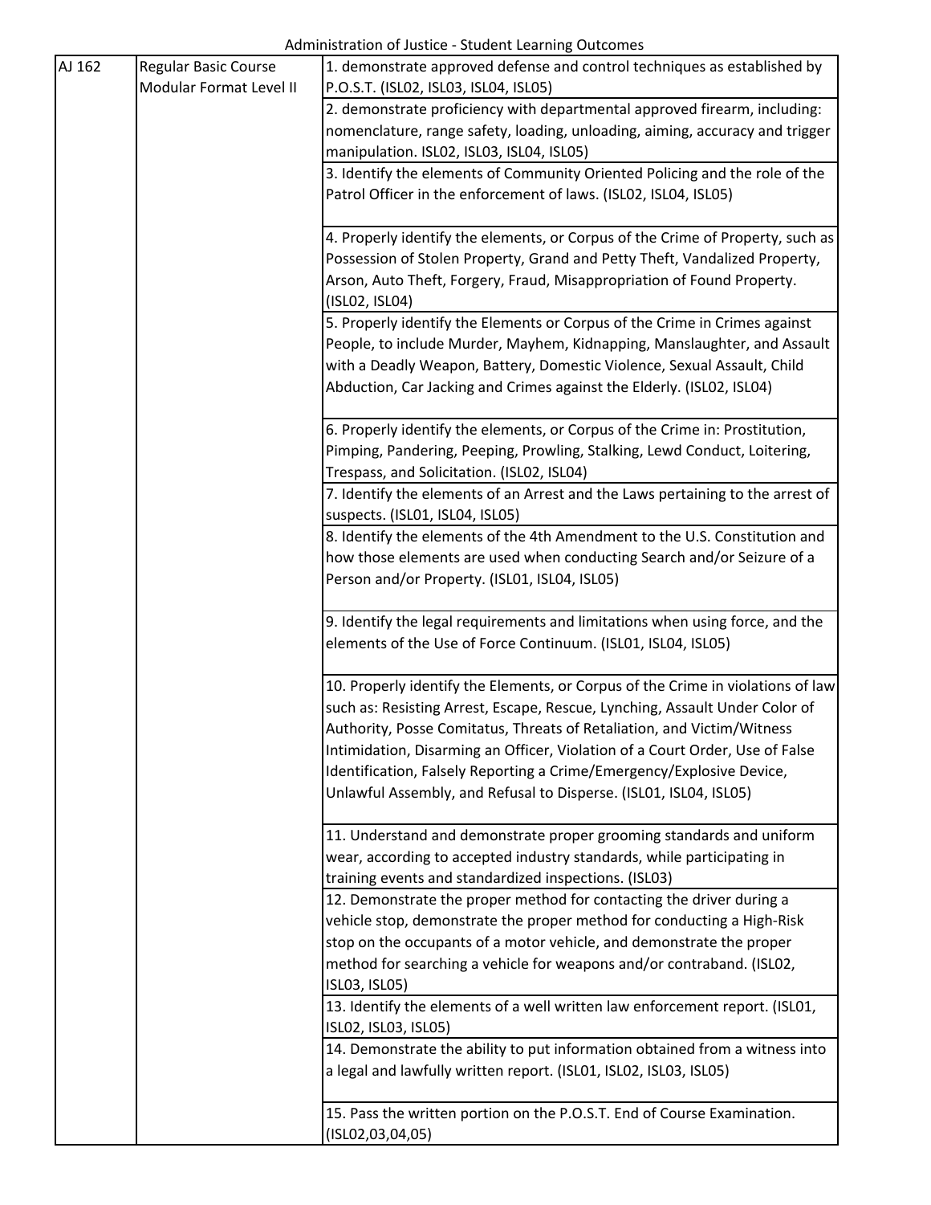Administration of Justice - Student Learning Outcomes

| | | |
|---|---|---|
| AJ 162 | Regular Basic Course Modular Format Level II | 1. demonstrate approved defense and control techniques as established by P.O.S.T. (ISL02, ISL03, ISL04, ISL05) |
| | | 2. demonstrate proficiency with departmental approved firearm, including: nomenclature, range safety, loading, unloading, aiming, accuracy and trigger manipulation. ISL02, ISL03, ISL04, ISL05) |
| | | 3. Identify the elements of Community Oriented Policing and the role of the Patrol Officer in the enforcement of laws. (ISL02, ISL04, ISL05) |
| | | 4. Properly identify the elements, or Corpus of the Crime of Property, such as Possession of Stolen Property, Grand and Petty Theft, Vandalized Property, Arson, Auto Theft, Forgery, Fraud, Misappropriation of Found Property. (ISL02, ISL04) |
| | | 5. Properly identify the Elements or Corpus of the Crime in Crimes against People, to include Murder, Mayhem, Kidnapping, Manslaughter, and Assault with a Deadly Weapon, Battery, Domestic Violence, Sexual Assault, Child Abduction, Car Jacking and Crimes against the Elderly. (ISL02, ISL04) |
| | | 6. Properly identify the elements, or Corpus of the Crime in: Prostitution, Pimping, Pandering, Peeping, Prowling, Stalking, Lewd Conduct, Loitering, Trespass, and Solicitation. (ISL02, ISL04) |
| | | 7. Identify the elements of an Arrest and the Laws pertaining to the arrest of suspects. (ISL01, ISL04, ISL05) |
| | | 8. Identify the elements of the 4th Amendment to the U.S. Constitution and how those elements are used when conducting Search and/or Seizure of a Person and/or Property. (ISL01, ISL04, ISL05) |
| | | 9. Identify the legal requirements and limitations when using force, and the elements of the Use of Force Continuum. (ISL01, ISL04, ISL05) |
| | | 10. Properly identify the Elements, or Corpus of the Crime in violations of law such as: Resisting Arrest, Escape, Rescue, Lynching, Assault Under Color of Authority, Posse Comitatus, Threats of Retaliation, and Victim/Witness Intimidation, Disarming an Officer, Violation of a Court Order, Use of False Identification, Falsely Reporting a Crime/Emergency/Explosive Device, Unlawful Assembly, and Refusal to Disperse. (ISL01, ISL04, ISL05) |
| | | 11. Understand and demonstrate proper grooming standards and uniform wear, according to accepted industry standards, while participating in training events and standardized inspections. (ISL03) |
| | | 12. Demonstrate the proper method for contacting the driver during a vehicle stop, demonstrate the proper method for conducting a High-Risk stop on the occupants of a motor vehicle, and demonstrate the proper method for searching a vehicle for weapons and/or contraband. (ISL02, ISL03, ISL05) |
| | | 13. Identify the elements of a well written law enforcement report. (ISL01, ISL02, ISL03, ISL05) |
| | | 14. Demonstrate the ability to put information obtained from a witness into a legal and lawfully written report. (ISL01, ISL02, ISL03, ISL05) |
| | | 15. Pass the written portion on the P.O.S.T. End of Course Examination. (ISL02,03,04,05) |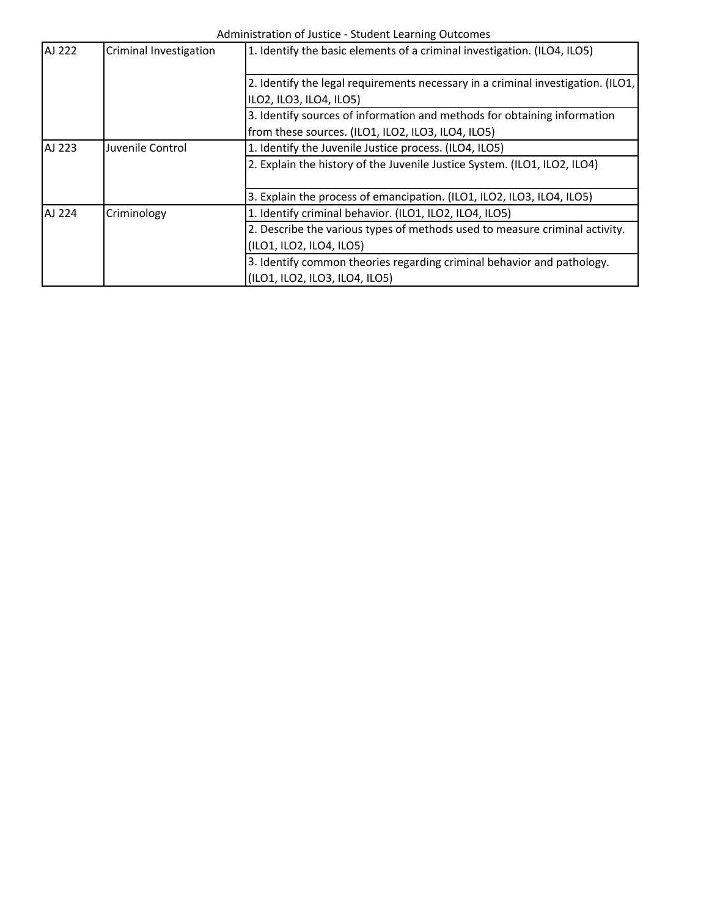Administration of Justice - Student Learning Outcomes

| | | |
|---|---|---|
| AJ 222 | Criminal Investigation | 1. Identify the basic elements of a criminal investigation. (ILO4, ILO5) |
| | | 2. Identify the legal requirements necessary in a criminal investigation. (ILO1, ILO2, ILO3, ILO4, ILO5) |
| | | 3. Identify sources of information and methods for obtaining information from these sources. (ILO1, ILO2, ILO3, ILO4, ILO5) |
| AJ 223 | Juvenile Control | 1. Identify the Juvenile Justice process. (ILO4, ILO5) |
| | | 2. Explain the history of the Juvenile Justice System. (ILO1, ILO2, ILO4) |
| | | 3. Explain the process of emancipation. (ILO1, ILO2, ILO3, ILO4, ILO5) |
| AJ 224 | Criminology | 1. Identify criminal behavior. (ILO1, ILO2, ILO4, ILO5) |
| | | 2. Describe the various types of methods used to measure criminal activity. (ILO1, ILO2, ILO4, ILO5) |
| | | 3. Identify common theories regarding criminal behavior and pathology. (ILO1, ILO2, ILO3, ILO4, ILO5) |